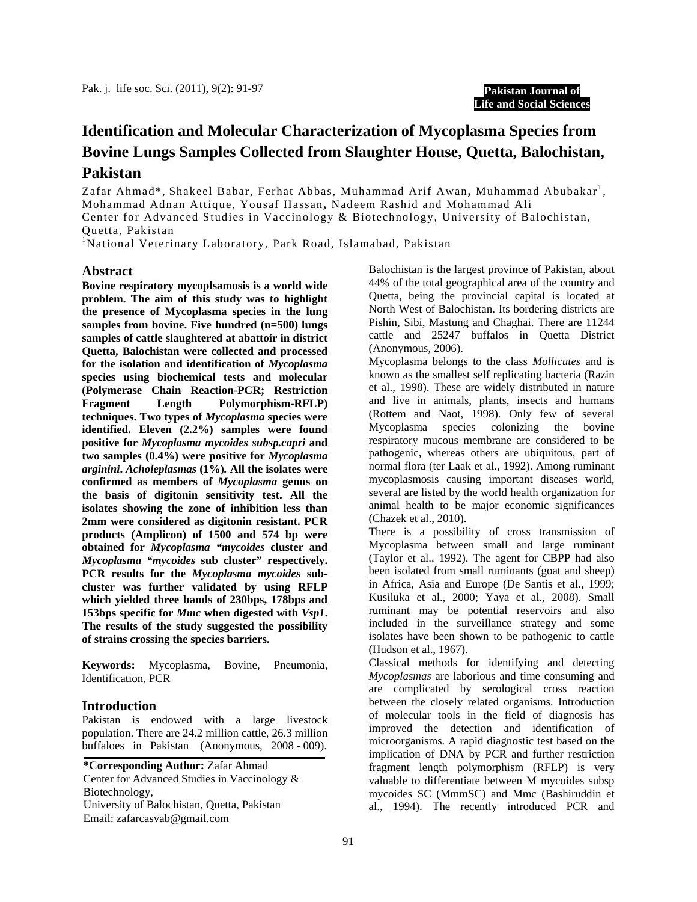# Identification and Molecular Characterization of Mycoplasma Species from Bovine Lungs Samples Collected from Slaughter House, Quetta, Balochistan, Pakistan

Zafar Ahmad*, Shakeel Babar, Ferhat Abbas, Muhammad Arif Awan, Muhammad Abubakar[1], Mohammad Adnan Attique, Yousaf Hassan, Nadeem Rashid and Mohammad Ali

Center for Advanced Studies in Vaccinology & Biotechnology, University of Balochistan, Quetta, Pakistan

[1]National Veterinary Laboratory, Park Road, Islamabad, Pakistan

## Abstract

**Bovine respiratory mycoplsamosis is a world wide problem. The aim of this study was to highlight the presence of Mycoplasma species in the lung samples from bovine. Five hundred (n=500) lungs samples of cattle slaughtered at abattoir in district Quetta, Balochistan were collected and processed for the isolation and identification of *Mycoplasma* species using biochemical tests and molecular (Polymerase Chain Reaction-PCR; Restriction Fragment Length Polymorphism-RFLP) techniques. Two types of *Mycoplasma* species were identified. Eleven (2.2%) samples were found positive for *Mycoplasma mycoides subsp.capri* and two samples (0.4%) were positive for *Mycoplasma arginini*. *Acholeplasmas* (1%). All the isolates were confirmed as members of *Mycoplasma* genus on the basis of digitonin sensitivity test. All the isolates showing the zone of inhibition less than 2mm were considered as digitonin resistant. PCR products (Amplicon) of 1500 and 574 bp were obtained for *Mycoplasma "mycoides* cluster and *Mycoplasma "mycoides* sub cluster" respectively. PCR results for the *Mycoplasma mycoides* sub-cluster was further validated by using RFLP which yielded three bands of 230bps, 178bps and 153bps specific for *Mmc* when digested with *Vsp1*. The results of the study suggested the possibility of strains crossing the species barriers.**

**Keywords:** Mycoplasma, Bovine, Pneumonia, Identification, PCR

## Introduction

Pakistan is endowed with a large livestock population. There are 24.2 million cattle, 26.3 million buffaloes in Pakistan (Anonymous, 2008 - 009). Balochistan is the largest province of Pakistan, about 44% of the total geographical area of the country and Quetta, being the provincial capital is located at North West of Balochistan. Its bordering districts are Pishin, Sibi, Mastung and Chaghai. There are 11244 cattle and 25247 buffalos in Quetta District (Anonymous, 2006).

Mycoplasma belongs to the class *Mollicutes* and is known as the smallest self replicating bacteria (Razin et al., 1998). These are widely distributed in nature and live in animals, plants, insects and humans (Rottem and Naot, 1998). Only few of several Mycoplasma species colonizing the bovine respiratory mucous membrane are considered to be pathogenic, whereas others are ubiquitous, part of normal flora (ter Laak et al., 1992). Among ruminant mycoplasmosis causing important diseases world, several are listed by the world health organization for animal health to be major economic significances (Chazek et al., 2010).

There is a possibility of cross transmission of Mycoplasma between small and large ruminant (Taylor et al., 1992). The agent for CBPP had also been isolated from small ruminants (goat and sheep) in Africa, Asia and Europe (De Santis et al., 1999; Kusiluka et al., 2000; Yaya et al., 2008). Small ruminant may be potential reservoirs and also included in the surveillance strategy and some isolates have been shown to be pathogenic to cattle (Hudson et al., 1967).

Classical methods for identifying and detecting *Mycoplasmas* are laborious and time consuming and are complicated by serological cross reaction between the closely related organisms. Introduction of molecular tools in the field of diagnosis has improved the detection and identification of microorganisms. A rapid diagnostic test based on the implication of DNA by PCR and further restriction fragment length polymorphism (RFLP) is very valuable to differentiate between M mycoides subsp mycoides SC (MmmSC) and Mmc (Bashiruddin et al., 1994). The recently introduced PCR and

**\*Corresponding Author:** Zafar Ahmad
Center for Advanced Studies in Vaccinology & Biotechnology,
University of Balochistan, Quetta, Pakistan
Email: zafarcasvab@gmail.com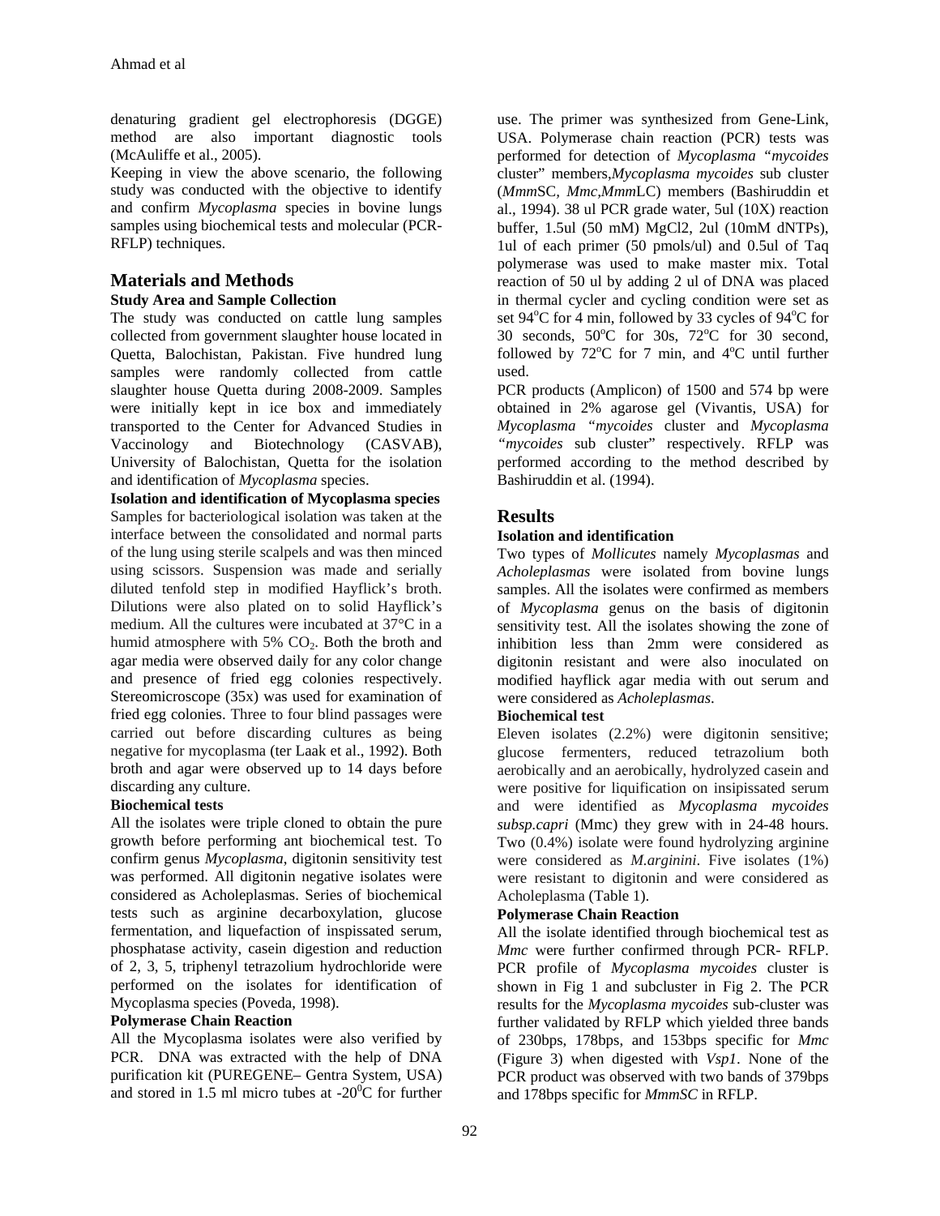denaturing gradient gel electrophoresis (DGGE) method are also important diagnostic tools (McAuliffe et al., 2005).

Keeping in view the above scenario, the following study was conducted with the objective to identify and confirm *Mycoplasma* species in bovine lungs samples using biochemical tests and molecular (PCR-RFLP) techniques.

## Materials and Methods

### Study Area and Sample Collection

The study was conducted on cattle lung samples collected from government slaughter house located in Quetta, Balochistan, Pakistan. Five hundred lung samples were randomly collected from cattle slaughter house Quetta during 2008-2009. Samples were initially kept in ice box and immediately transported to the Center for Advanced Studies in Vaccinology and Biotechnology (CASVAB), University of Balochistan, Quetta for the isolation and identification of *Mycoplasma* species.

### Isolation and identification of Mycoplasma species

Samples for bacteriological isolation was taken at the interface between the consolidated and normal parts of the lung using sterile scalpels and was then minced using scissors. Suspension was made and serially diluted tenfold step in modified Hayflick's broth. Dilutions were also plated on to solid Hayflick's medium. All the cultures were incubated at 37°C in a humid atmosphere with 5% $CO_2$. Both the broth and agar media were observed daily for any color change and presence of fried egg colonies respectively. Stereomicroscope (35x) was used for examination of fried egg colonies. Three to four blind passages were carried out before discarding cultures as being negative for mycoplasma (ter Laak et al., 1992). Both broth and agar were observed up to 14 days before discarding any culture.

### Biochemical tests

All the isolates were triple cloned to obtain the pure growth before performing ant biochemical test. To confirm genus *Mycoplasma*, digitonin sensitivity test was performed. All digitonin negative isolates were considered as Acholeplasmas. Series of biochemical tests such as arginine decarboxylation, glucose fermentation, and liquefaction of inspissated serum, phosphatase activity, casein digestion and reduction of 2, 3, 5, triphenyl tetrazolium hydrochloride were performed on the isolates for identification of Mycoplasma species (Poveda, 1998).

### Polymerase Chain Reaction

All the Mycoplasma isolates were also verified by PCR. DNA was extracted with the help of DNA purification kit (PUREGENE– Gentra System, USA) and stored in 1.5 ml micro tubes at -20$^0$C for further use. The primer was synthesized from Gene-Link, USA. Polymerase chain reaction (PCR) tests was performed for detection of *Mycoplasma "mycoides* cluster" members,*Mycoplasma mycoides* sub cluster (*Mmm*SC, *Mmc*,*Mmm*LC) members (Bashiruddin et al., 1994). 38 ul PCR grade water, 5ul (10X) reaction buffer, 1.5ul (50 mM) MgCl2, 2ul (10mM dNTPs), 1ul of each primer (50 pmols/ul) and 0.5ul of Taq polymerase was used to make master mix. Total reaction of 50 ul by adding 2 ul of DNA was placed in thermal cycler and cycling condition were set as set 94$^o$C for 4 min, followed by 33 cycles of 94$^o$C for 30 seconds, 50$^o$C for 30s, 72$^o$C for 30 second, followed by 72$^o$C for 7 min, and 4$^o$C until further used.

PCR products (Amplicon) of 1500 and 574 bp were obtained in 2% agarose gel (Vivantis, USA) for *Mycoplasma "mycoides* cluster and *Mycoplasma "mycoides* sub cluster" respectively. RFLP was performed according to the method described by Bashiruddin et al. (1994).

## Results

### Isolation and identification

Two types of *Mollicutes* namely *Mycoplasmas* and *Acholeplasmas* were isolated from bovine lungs samples. All the isolates were confirmed as members of *Mycoplasma* genus on the basis of digitonin sensitivity test. All the isolates showing the zone of inhibition less than 2mm were considered as digitonin resistant and were also inoculated on modified hayflick agar media with out serum and were considered as *Acholeplasmas*.

### Biochemical test

Eleven isolates (2.2%) were digitonin sensitive; glucose fermenters, reduced tetrazolium both aerobically and an aerobically, hydrolyzed casein and were positive for liquification on insipissated serum and were identified as *Mycoplasma mycoides subsp.capri* (Mmc) they grew with in 24-48 hours. Two (0.4%) isolate were found hydrolyzing arginine were considered as *M.arginini*. Five isolates (1%) were resistant to digitonin and were considered as Acholeplasma (Table 1).

### Polymerase Chain Reaction

All the isolate identified through biochemical test as *Mmc* were further confirmed through PCR- RFLP. PCR profile of *Mycoplasma mycoides* cluster is shown in Fig 1 and subcluster in Fig 2. The PCR results for the *Mycoplasma mycoides* sub-cluster was further validated by RFLP which yielded three bands of 230bps, 178bps, and 153bps specific for *Mmc* (Figure 3) when digested with *Vsp1*. None of the PCR product was observed with two bands of 379bps and 178bps specific for *MmmSC* in RFLP.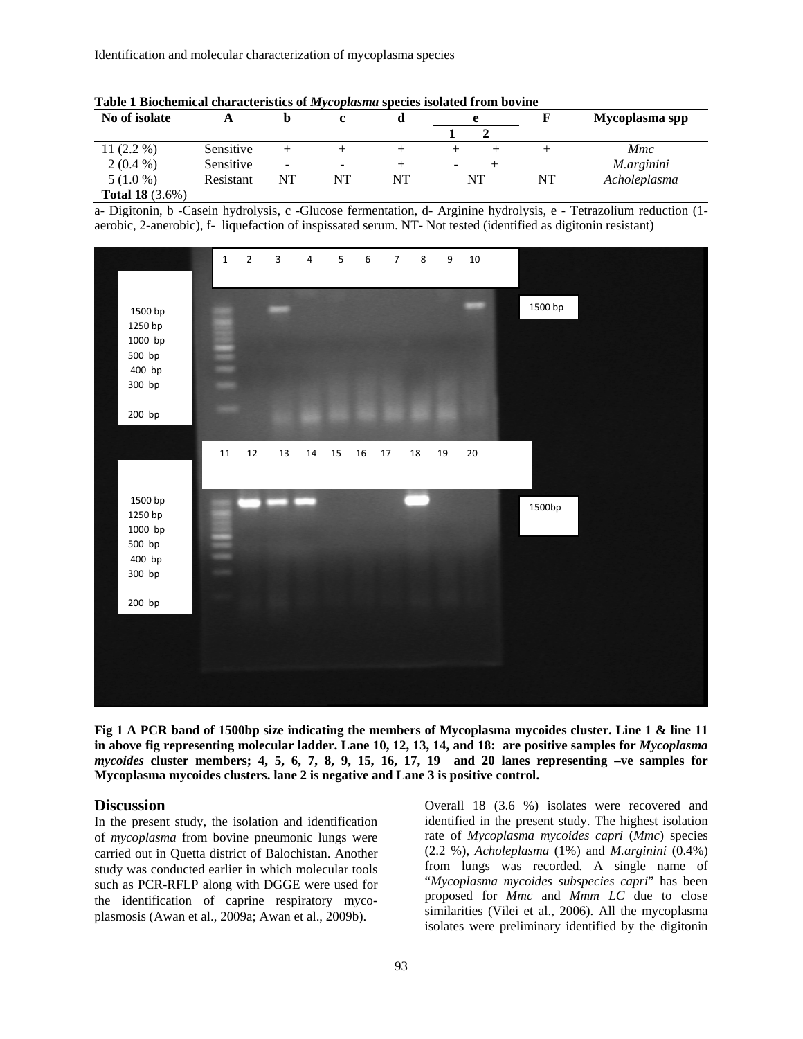**Table 1 Biochemical characteristics of *Mycoplasma* species isolated from bovine**

| No of isolate | A | b | c | d | e | | F | Mycoplasma spp |
|---|---|---|---|---|---|---|---|---|
| | | | | | 1 | 2 | | |
| 11 (2.2 %) | Sensitive | + | + | + | + | + | + | *Mmc* |
| 2 (0.4 %) | Sensitive | - | - | + | - | + | | *M.arginini* |
| 5 (1.0 %) | Resistant | NT | NT | NT | NT | | NT | *Acholeplasma* |
| **Total 18** (3.6%) | | | | | | | | |

a- Digitonin, b -Casein hydrolysis, c -Glucose fermentation, d- Arginine hydrolysis, e - Tetrazolium reduction (1-aerobic, 2-anerobic), f- liquefaction of inspissated serum. NT- Not tested (identified as digitonin resistant)

**Fig 1 A PCR band of 1500bp size indicating the members of Mycoplasma mycoides cluster. Line 1 & line 11 in above fig representing molecular ladder. Lane 10, 12, 13, 14, and 18: are positive samples for *Mycoplasma mycoides* cluster members; 4, 5, 6, 7, 8, 9, 15, 16, 17, 19 and 20 lanes representing –ve samples for Mycoplasma mycoides clusters. lane 2 is negative and Lane 3 is positive control.**

## Discussion

In the present study, the isolation and identification of *mycoplasma* from bovine pneumonic lungs were carried out in Quetta district of Balochistan. Another study was conducted earlier in which molecular tools such as PCR-RFLP along with DGGE were used for the identification of caprine respiratory myco-plasmosis (Awan et al., 2009a; Awan et al., 2009b).

Overall 18 (3.6 %) isolates were recovered and identified in the present study. The highest isolation rate of *Mycoplasma mycoides capri* (*Mmc*) species (2.2 %), *Acholeplasma* (1%) and *M.arginini* (0.4%) from lungs was recorded. A single name of "*Mycoplasma mycoides subspecies capri*" has been proposed for *Mmc* and *Mmm LC* due to close similarities (Vilei et al., 2006). All the mycoplasma isolates were preliminary identified by the digitonin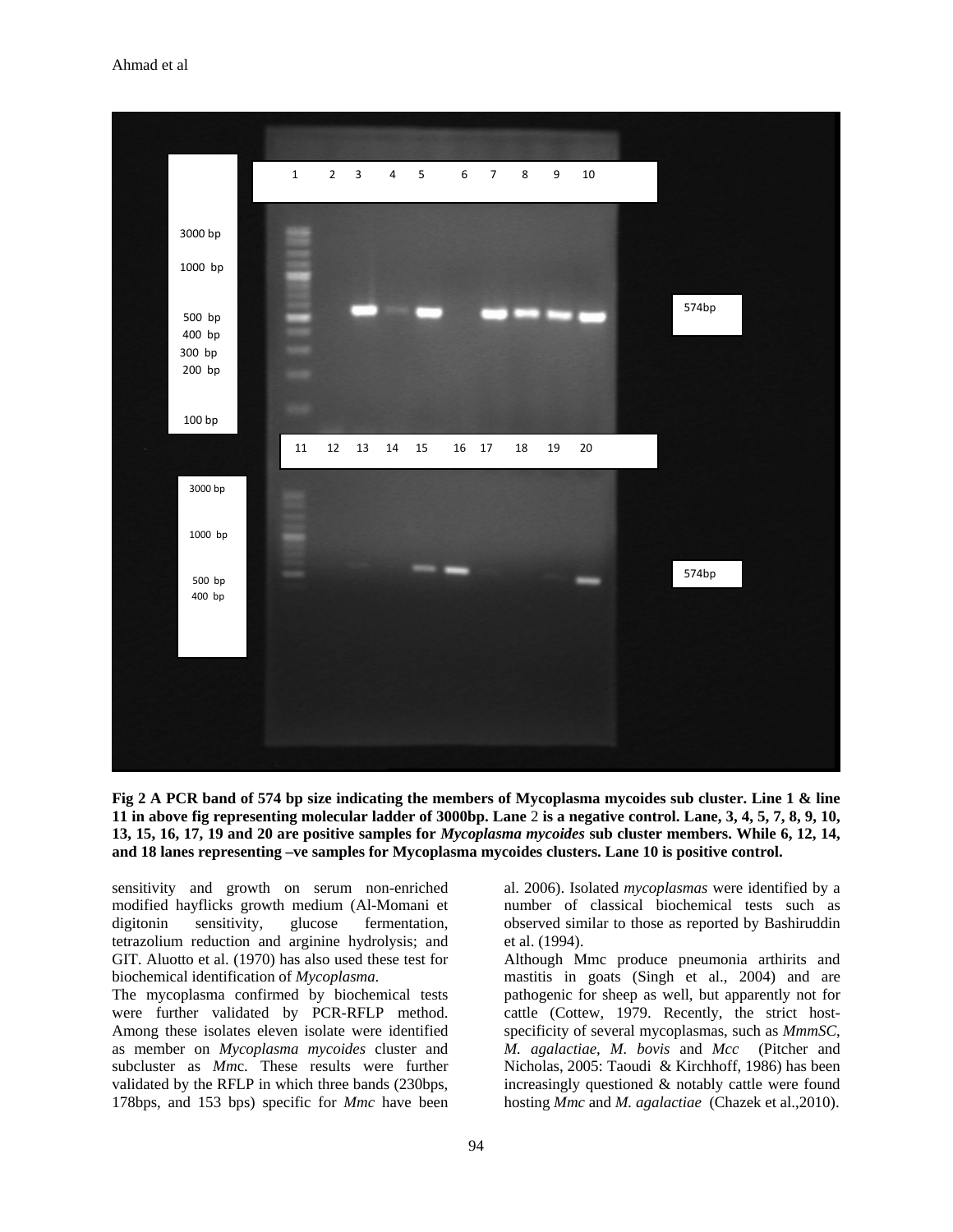**Fig 2 A PCR band of 574 bp size indicating the members of Mycoplasma mycoides sub cluster. Line 1 & line 11 in above fig representing molecular ladder of 3000bp. Lane 2 is a negative control. Lane, 3, 4, 5, 7, 8, 9, 10, 13, 15, 16, 17, 19 and 20 are positive samples for *Mycoplasma mycoides* sub cluster members. While 6, 12, 14, and 18 lanes representing –ve samples for Mycoplasma mycoides clusters. Lane 10 is positive control.**

sensitivity and growth on serum non-enriched modified hayflicks growth medium (Al-Momani et al. 2006). Isolated *mycoplasmas* were identified by a number of classical biochemical tests such as digitonin sensitivity, glucose fermentation, tetrazolium reduction and arginine hydrolysis; and GIT. Aluotto et al. (1970) has also used these test for biochemical identification of *Mycoplasma*.

The mycoplasma confirmed by biochemical tests were further validated by PCR-RFLP method. Among these isolates eleven isolate were identified as member on *Mycoplasma mycoides* cluster and subcluster as *Mmc.* These results were further validated by the RFLP in which three bands (230bps, 178bps, and 153 bps) specific for *Mmc* have been observed similar to those as reported by Bashiruddin et al. (1994).

Although Mmc produce pneumonia arthirits and mastitis in goats (Singh et al., 2004) and are pathogenic for sheep as well, but apparently not for cattle (Cottew, 1979. Recently, the strict host-specificity of several mycoplasmas, such as *MmmSC*, *M. agalactiae*, *M. bovis* and *Mcc* (Pitcher and Nicholas, 2005: Taoudi & Kirchhoff, 1986) has been increasingly questioned & notably cattle were found hosting *Mmc* and *M. agalactiae* (Chazek et al.,2010).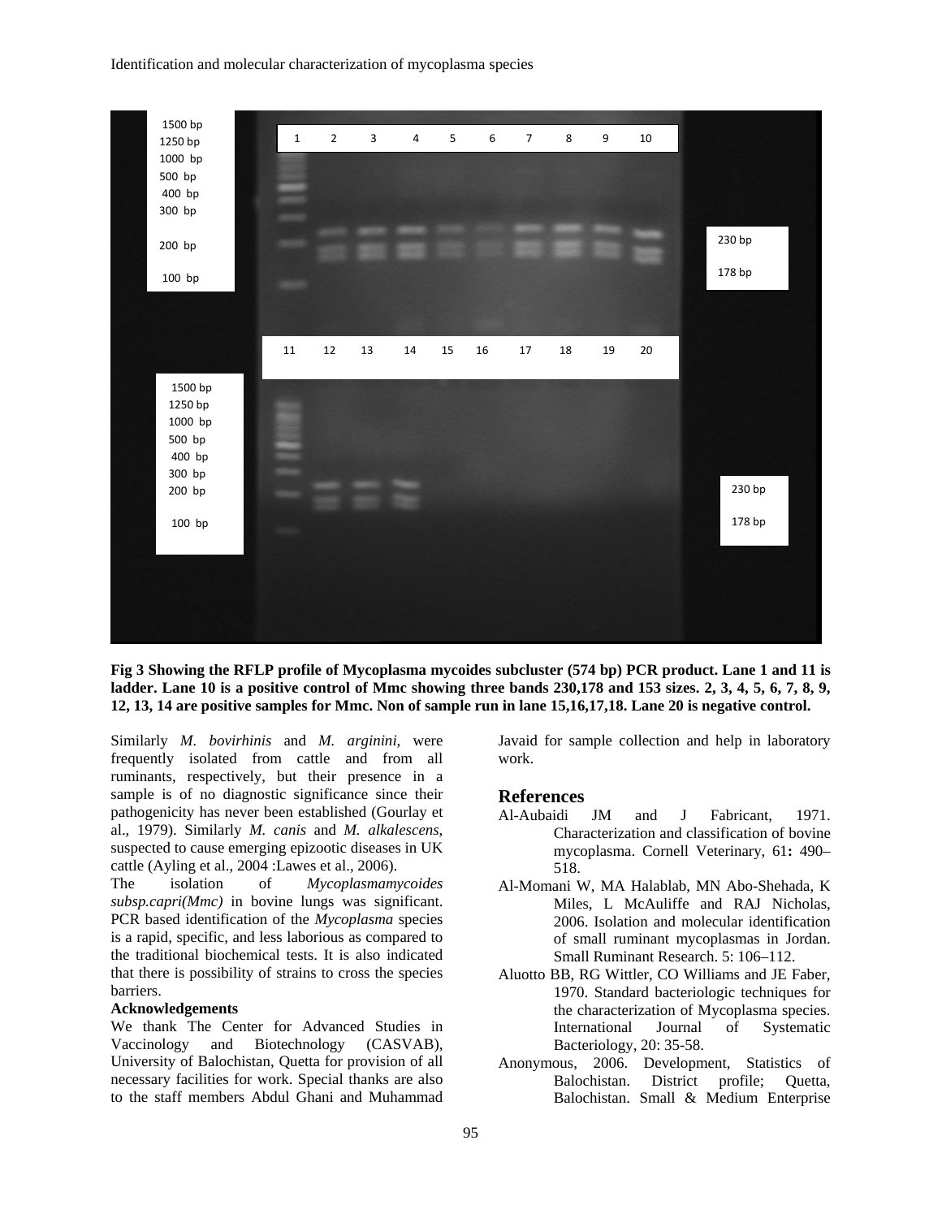**Fig 3 Showing the RFLP profile of Mycoplasma mycoides subcluster (574 bp) PCR product. Lane 1 and 11 is ladder. Lane 10 is a positive control of Mmc showing three bands 230,178 and 153 sizes. 2, 3, 4, 5, 6, 7, 8, 9, 12, 13, 14 are positive samples for Mmc. Non of sample run in lane 15,16,17,18. Lane 20 is negative control.**

Similarly *M. bovirhinis* and *M. arginini*, were frequently isolated from cattle and from all ruminants, respectively, but their presence in a sample is of no diagnostic significance since their pathogenicity has never been established (Gourlay et al., 1979). Similarly *M. canis* and *M. alkalescens*, suspected to cause emerging epizootic diseases in UK cattle (Ayling et al., 2004 :Lawes et al., 2006).

The isolation of *Mycoplasmamycoides subsp.capri(Mmc)* in bovine lungs was significant. PCR based identification of the *Mycoplasma* species is a rapid, specific, and less laborious as compared to the traditional biochemical tests. It is also indicated that there is possibility of strains to cross the species barriers.

**Acknowledgements**

We thank The Center for Advanced Studies in Vaccinology and Biotechnology (CASVAB), University of Balochistan, Quetta for provision of all necessary facilities for work. Special thanks are also to the staff members Abdul Ghani and Muhammad Javaid for sample collection and help in laboratory work.

## References

Al-Aubaidi JM and J Fabricant, 1971. Characterization and classification of bovine mycoplasma. Cornell Veterinary, 61**:** 490–518.

Al-Momani W, MA Halablab, MN Abo-Shehada, K Miles, L McAuliffe and RAJ Nicholas, 2006. Isolation and molecular identification of small ruminant mycoplasmas in Jordan. Small Ruminant Research. 5: 106–112.

Aluotto BB, RG Wittler, CO Williams and JE Faber, 1970. Standard bacteriologic techniques for the characterization of Mycoplasma species. International Journal of Systematic Bacteriology, 20: 35-58.

Anonymous, 2006. Development, Statistics of Balochistan. District profile; Quetta, Balochistan. Small & Medium Enterprise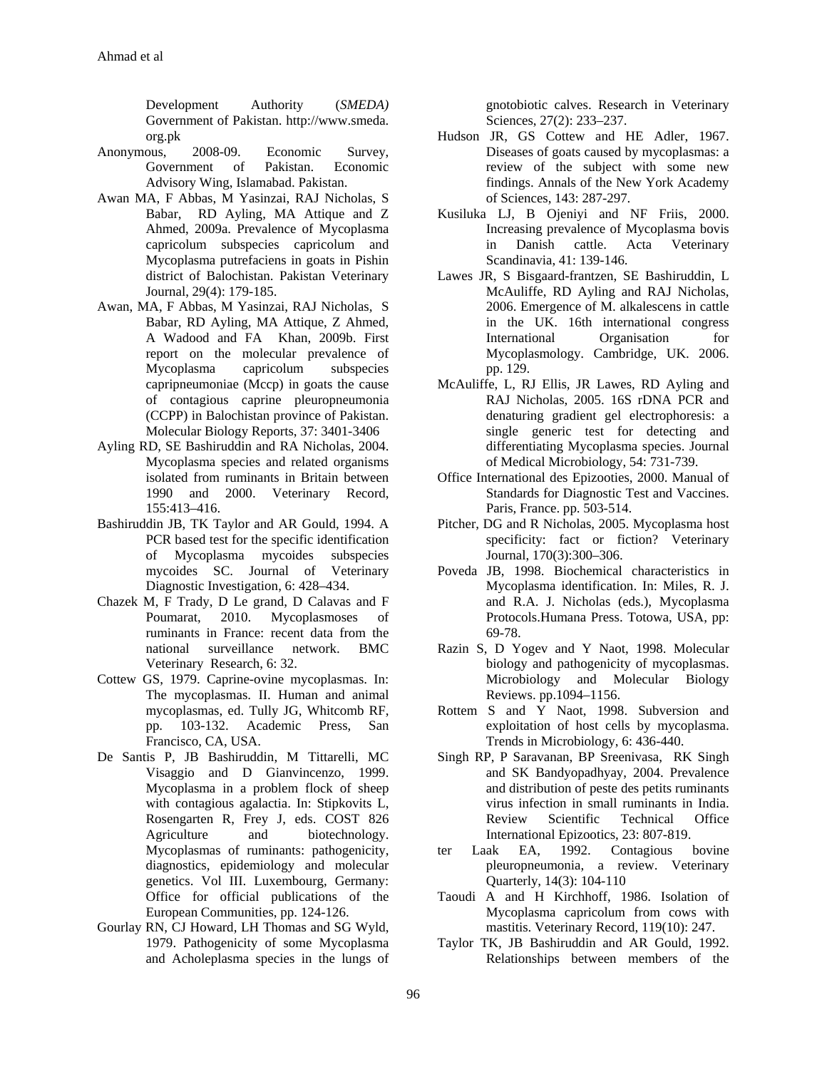Development Authority (*SMEDA)* Government of Pakistan. http://www.smeda.org.pk

Anonymous, 2008-09. Economic Survey, Government of Pakistan. Economic Advisory Wing, Islamabad. Pakistan.

Awan MA, F Abbas, M Yasinzai, RAJ Nicholas, S Babar, RD Ayling, MA Attique and Z Ahmed, 2009a. Prevalence of Mycoplasma capricolum subspecies capricolum and Mycoplasma putrefaciens in goats in Pishin district of Balochistan. Pakistan Veterinary Journal, 29(4): 179-185.

Awan, MA, F Abbas, M Yasinzai, RAJ Nicholas, S Babar, RD Ayling, MA Attique, Z Ahmed, A Wadood and FA Khan, 2009b. First report on the molecular prevalence of Mycoplasma capricolum subspecies capripneumoniae (Mccp) in goats the cause of contagious caprine pleuropneumonia (CCPP) in Balochistan province of Pakistan. Molecular Biology Reports, 37: 3401-3406

Ayling RD, SE Bashiruddin and RA Nicholas, 2004. Mycoplasma species and related organisms isolated from ruminants in Britain between 1990 and 2000. Veterinary Record, 155:413–416.

Bashiruddin JB, TK Taylor and AR Gould, 1994. A PCR based test for the specific identification of Mycoplasma mycoides subspecies mycoides SC. Journal of Veterinary Diagnostic Investigation, 6: 428–434.

Chazek M, F Trady, D Le grand, D Calavas and F Poumarat, 2010. Mycoplasmoses of ruminants in France: recent data from the national surveillance network. BMC Veterinary Research, 6: 32.

Cottew GS, 1979. Caprine-ovine mycoplasmas. In: The mycoplasmas. II. Human and animal mycoplasmas, ed. Tully JG, Whitcomb RF, pp. 103-132. Academic Press, San Francisco, CA, USA.

De Santis P, JB Bashiruddin, M Tittarelli, MC Visaggio and D Gianvincenzo, 1999. Mycoplasma in a problem flock of sheep with contagious agalactia. In: Stipkovits L, Rosengarten R, Frey J, eds. COST 826 Agriculture and biotechnology. Mycoplasmas of ruminants: pathogenicity, diagnostics, epidemiology and molecular genetics. Vol III. Luxembourg, Germany: Office for official publications of the European Communities, pp. 124-126.

Gourlay RN, CJ Howard, LH Thomas and SG Wyld, 1979. Pathogenicity of some Mycoplasma and Acholeplasma species in the lungs of gnotobiotic calves. Research in Veterinary Sciences, 27(2): 233–237.

Hudson JR, GS Cottew and HE Adler, 1967. Diseases of goats caused by mycoplasmas: a review of the subject with some new findings. Annals of the New York Academy of Sciences, 143: 287-297.

Kusiluka LJ, B Ojeniyi and NF Friis, 2000. Increasing prevalence of Mycoplasma bovis in Danish cattle. Acta Veterinary Scandinavia, 41: 139-146.

Lawes JR, S Bisgaard-frantzen, SE Bashiruddin, L McAuliffe, RD Ayling and RAJ Nicholas, 2006. Emergence of M. alkalescens in cattle in the UK. 16th international congress International Organisation for Mycoplasmology. Cambridge, UK. 2006. pp. 129.

McAuliffe, L, RJ Ellis, JR Lawes, RD Ayling and RAJ Nicholas, 2005. 16S rDNA PCR and denaturing gradient gel electrophoresis: a single generic test for detecting and differentiating Mycoplasma species. Journal of Medical Microbiology, 54: 731-739.

Office International des Epizooties, 2000. Manual of Standards for Diagnostic Test and Vaccines. Paris, France. pp. 503-514.

Pitcher, DG and R Nicholas, 2005. Mycoplasma host specificity: fact or fiction? Veterinary Journal, 170(3):300–306.

Poveda JB, 1998. Biochemical characteristics in Mycoplasma identification. In: Miles, R. J. and R.A. J. Nicholas (eds.), Mycoplasma Protocols.Humana Press. Totowa, USA, pp: 69-78.

Razin S, D Yogev and Y Naot, 1998. Molecular biology and pathogenicity of mycoplasmas. Microbiology and Molecular Biology Reviews. pp.1094–1156.

Rottem S and Y Naot, 1998. Subversion and exploitation of host cells by mycoplasma. Trends in Microbiology, 6: 436-440.

Singh RP, P Saravanan, BP Sreenivasa, RK Singh and SK Bandyopadhyay, 2004. Prevalence and distribution of peste des petits ruminants virus infection in small ruminants in India. Review Scientific Technical Office International Epizootics, 23: 807-819.

ter Laak EA, 1992. Contagious bovine pleuropneumonia, a review. Veterinary Quarterly, 14(3): 104-110

Taoudi A and H Kirchhoff, 1986. Isolation of Mycoplasma capricolum from cows with mastitis. Veterinary Record, 119(10): 247.

Taylor TK, JB Bashiruddin and AR Gould, 1992. Relationships between members of the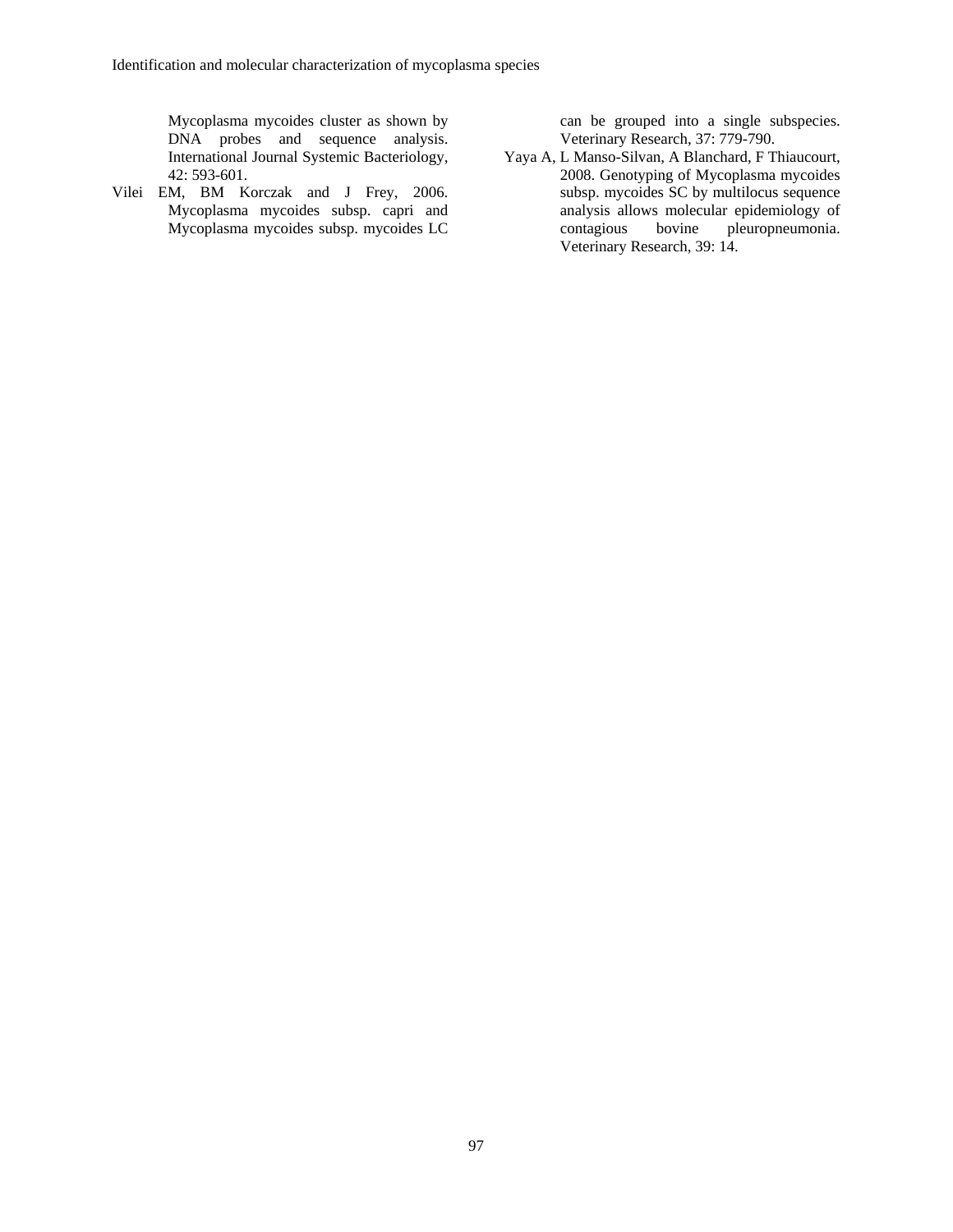Mycoplasma mycoides cluster as shown by DNA probes and sequence analysis. International Journal Systemic Bacteriology, 42: 593-601.

Vilei EM, BM Korczak and J Frey, 2006. Mycoplasma mycoides subsp. capri and Mycoplasma mycoides subsp. mycoides LC can be grouped into a single subspecies. Veterinary Research, 37: 779-790.

Yaya A, L Manso-Silvan, A Blanchard, F Thiaucourt, 2008. Genotyping of Mycoplasma mycoides subsp. mycoides SC by multilocus sequence analysis allows molecular epidemiology of contagious bovine pleuropneumonia. Veterinary Research, 39: 14.